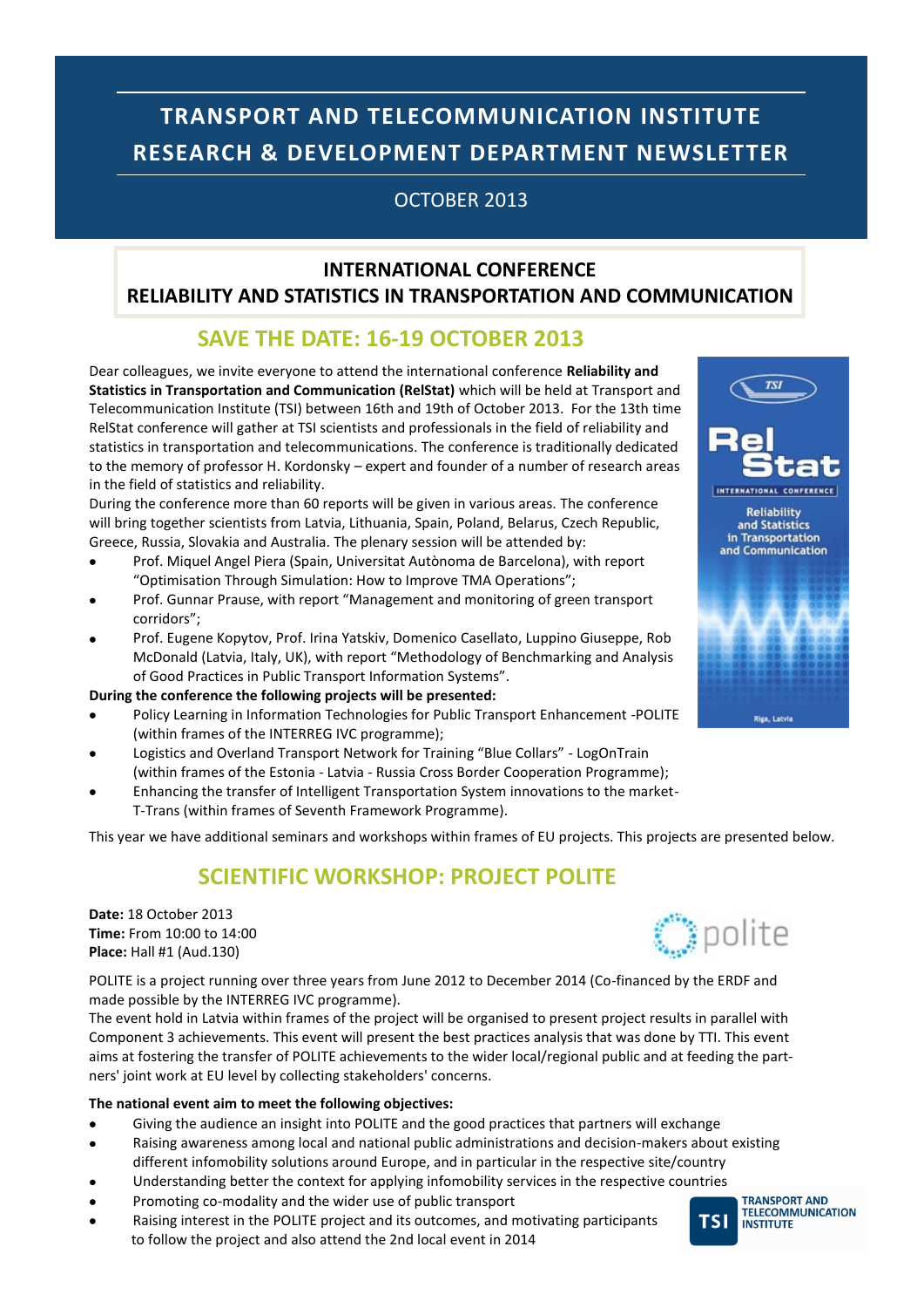# TRANSPORT AND TELECOMMUNICATION INSTITUTE RESEARCH & DEVELOPMENT DEPARTMENT NEWSLETTER

OCTOBER 2013

## INTERNATIONAL CONFERENCE RELIABILITY AND STATISTICS IN TRANSPORTATION AND COMMUNICATION

## SAVE THE DATE: 16-19 OCTOBER 2013

Dear colleagues, we invite everyone to attend the international conference **Reliability and Statistics in Transportation and Communication (RelStat)** which will be held at Transport and Telecommunication Institute (TSI) between 16th and 19th of October 2013. For the 13th time RelStat conference will gather at TSI scientists and professionals in the field of reliability and statistics in transportation and telecommunications. The conference is traditionally dedicated to the memory of professor H. Kordonsky – expert and founder of a number of research areas in the field of statistics and reliability.

During the conference more than 60 reports will be given in various areas. The conference will bring together scientists from Latvia, Lithuania, Spain, Poland, Belarus, Czech Republic, Greece, Russia, Slovakia and Australia. The plenary session will be attended by:

- Prof. Miquel Angel Piera (Spain, Universitat Autònoma de Barcelona), with report "Optimisation Through Simulation: How to Improve TMA Operations";
- Prof. Gunnar Prause, with report "Management and monitoring of green transport corridors";
- Prof. Eugene Kopytov, Prof. Irina Yatskiv, Domenico Casellato, Luppino Giuseppe, Rob McDonald (Latvia, Italy, UK), with report "Methodology of Benchmarking and Analysis of Good Practices in Public Transport Information Systems".

**During the conference the following projects will be presented:**

- Policy Learning in Information Technologies for Public Transport Enhancement -POLITE (within frames of the INTERREG IVC programme);
- Logistics and Overland Transport Network for Training "Blue Collars" - LogOnTrain (within frames of the Estonia - Latvia - Russia Cross Border Cooperation Programme);
- Enhancing the transfer of Intelligent Transportation System innovations to the market- T-Trans (within frames of Seventh Framework Programme).

This year we have additional seminars and workshops within frames of EU projects. This projects are presented below.

## SCIENTIFIC WORKSHOP: PROJECT POLITE

**Date:** 18 October 2013
**Time:** From 10:00 to 14:00
**Place:** Hall #1 (Aud.130)

POLITE is a project running over three years from June 2012 to December 2014 (Co-financed by the ERDF and made possible by the INTERREG IVC programme).

The event hold in Latvia within frames of the project will be organised to present project results in parallel with Component 3 achievements. This event will present the best practices analysis that was done by TTI. This event aims at fostering the transfer of POLITE achievements to the wider local/regional public and at feeding the partners' joint work at EU level by collecting stakeholders' concerns.

**The national event aim to meet the following objectives:**

- Giving the audience an insight into POLITE and the good practices that partners will exchange
- Raising awareness among local and national public administrations and decision-makers about existing different infomobility solutions around Europe, and in particular in the respective site/country
- Understanding better the context for applying infomobility services in the respective countries
- Promoting co-modality and the wider use of public transport
- Raising interest in the POLITE project and its outcomes, and motivating participants to follow the project and also attend the 2nd local event in 2014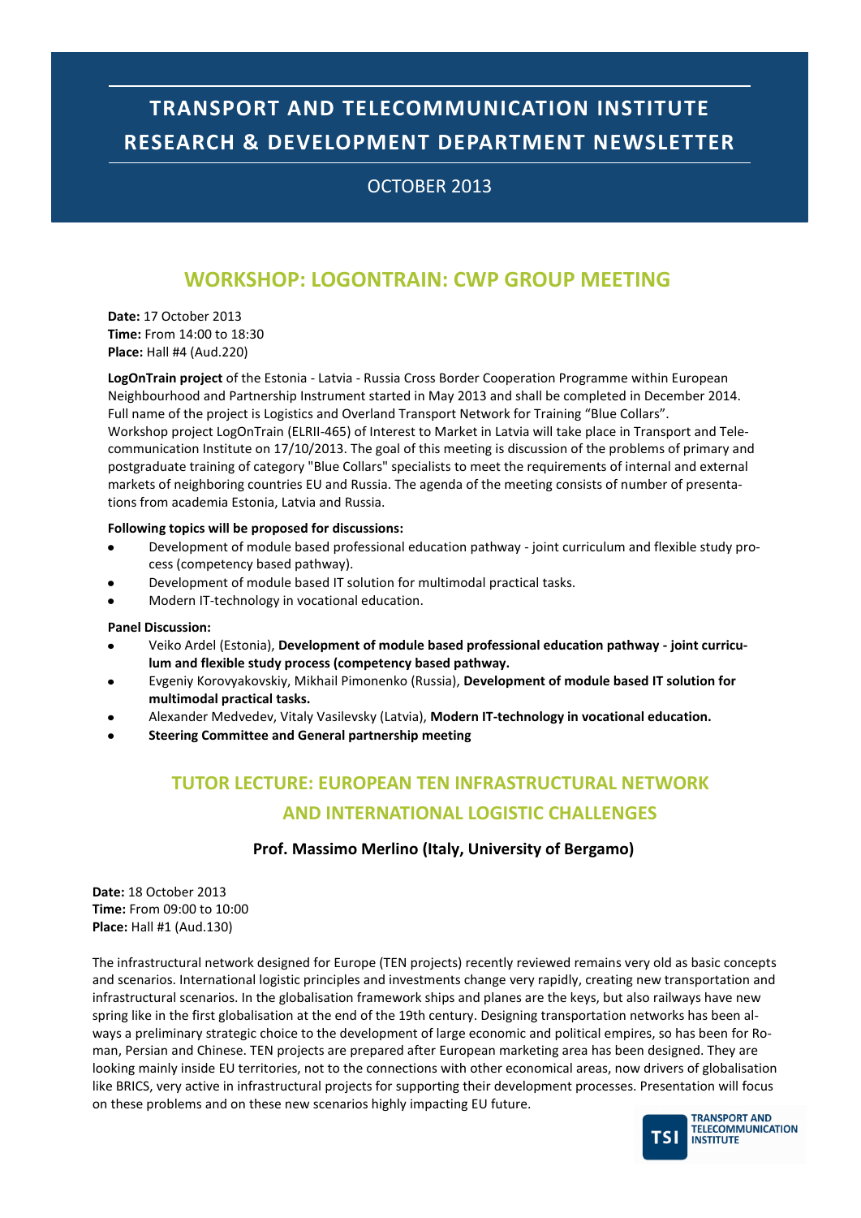# TRANSPORT AND TELECOMMUNICATION INSTITUTE RESEARCH & DEVELOPMENT DEPARTMENT NEWSLETTER

OCTOBER 2013

## WORKSHOP: LOGONTRAIN: CWP GROUP MEETING

**Date:** 17 October 2013
**Time:** From 14:00 to 18:30
**Place:** Hall #4 (Aud.220)

**LogOnTrain project** of the Estonia - Latvia - Russia Cross Border Cooperation Programme within European Neighbourhood and Partnership Instrument started in May 2013 and shall be completed in December 2014. Full name of the project is Logistics and Overland Transport Network for Training "Blue Collars". Workshop project LogOnTrain (ELRII-465) of Interest to Market in Latvia will take place in Transport and Telecommunication Institute on 17/10/2013. The goal of this meeting is discussion of the problems of primary and postgraduate training of category "Blue Collars" specialists to meet the requirements of internal and external markets of neighboring countries EU and Russia. The agenda of the meeting consists of number of presentations from academia Estonia, Latvia and Russia.

**Following topics will be proposed for discussions:**

- Development of module based professional education pathway - joint curriculum and flexible study process (competency based pathway).
- Development of module based IT solution for multimodal practical tasks.
- Modern IT-technology in vocational education.

**Panel Discussion:**

- Veiko Ardel (Estonia), **Development of module based professional education pathway - joint curriculum and flexible study process (competency based pathway.**
- Evgeniy Korovyakovskiy, Mikhail Pimonenko (Russia), **Development of module based IT solution for multimodal practical tasks.**
- Alexander Medvedev, Vitaly Vasilevsky (Latvia), **Modern IT-technology in vocational education.**
- **Steering Committee and General partnership meeting**

## TUTOR LECTURE: EUROPEAN TEN INFRASTRUCTURAL NETWORK AND INTERNATIONAL LOGISTIC CHALLENGES

### Prof. Massimo Merlino (Italy, University of Bergamo)

**Date:** 18 October 2013
**Time:** From 09:00 to 10:00
**Place:** Hall #1 (Aud.130)

The infrastructural network designed for Europe (TEN projects) recently reviewed remains very old as basic concepts and scenarios. International logistic principles and investments change very rapidly, creating new transportation and infrastructural scenarios. In the globalisation framework ships and planes are the keys, but also railways have new spring like in the first globalisation at the end of the 19th century. Designing transportation networks has been always a preliminary strategic choice to the development of large economic and political empires, so has been for Roman, Persian and Chinese. TEN projects are prepared after European marketing area has been designed. They are looking mainly inside EU territories, not to the connections with other economical areas, now drivers of globalisation like BRICS, very active in infrastructural projects for supporting their development processes. Presentation will focus on these problems and on these new scenarios highly impacting EU future.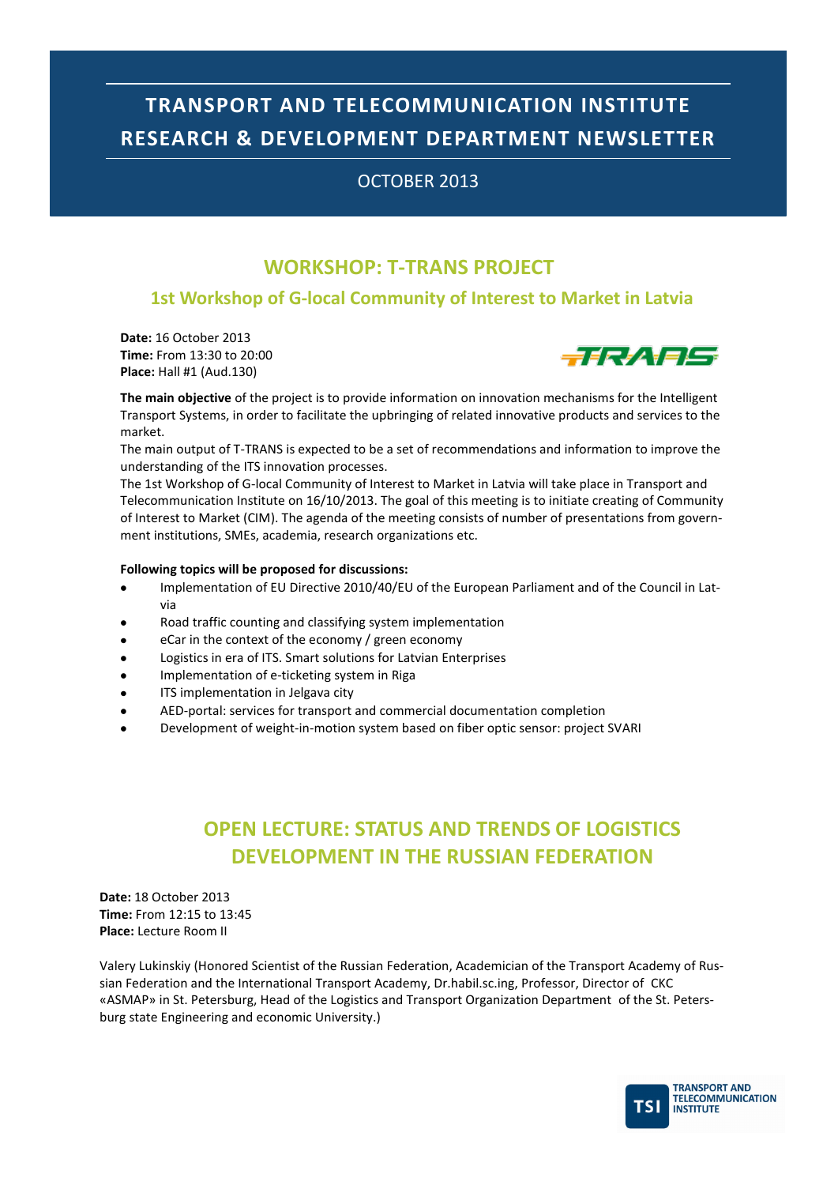# TRANSPORT AND TELECOMMUNICATION INSTITUTE RESEARCH & DEVELOPMENT DEPARTMENT NEWSLETTER

OCTOBER 2013

## WORKSHOP: T-TRANS PROJECT

### 1st Workshop of G-local Community of Interest to Market in Latvia

**Date:** 16 October 2013
**Time:** From 13:30 to 20:00
**Place:** Hall #1 (Aud.130)

**The main objective** of the project is to provide information on innovation mechanisms for the Intelligent Transport Systems, in order to facilitate the upbringing of related innovative products and services to the market.

The main output of T-TRANS is expected to be a set of recommendations and information to improve the understanding of the ITS innovation processes.

The 1st Workshop of G-local Community of Interest to Market in Latvia will take place in Transport and Telecommunication Institute on 16/10/2013. The goal of this meeting is to initiate creating of Community of Interest to Market (CIM). The agenda of the meeting consists of number of presentations from government institutions, SMEs, academia, research organizations etc.

**Following topics will be proposed for discussions:**

- Implementation of EU Directive 2010/40/EU of the European Parliament and of the Council in Latvia
- Road traffic counting and classifying system implementation
- eCar in the context of the economy / green economy
- Logistics in era of ITS. Smart solutions for Latvian Enterprises
- Implementation of e-ticketing system in Riga
- ITS implementation in Jelgava city
- AED-portal: services for transport and commercial documentation completion
- Development of weight-in-motion system based on fiber optic sensor: project SVARI

## OPEN LECTURE: STATUS AND TRENDS OF LOGISTICS DEVELOPMENT IN THE RUSSIAN FEDERATION

**Date:** 18 October 2013
**Time:** From 12:15 to 13:45
**Place:** Lecture Room II

Valery Lukinskiy (Honored Scientist of the Russian Federation, Academician of the Transport Academy of Russian Federation and the International Transport Academy, Dr.habil.sc.ing, Professor, Director of CKC «ASMAP» in St. Petersburg, Head of the Logistics and Transport Organization Department of the St. Petersburg state Engineering and economic University.)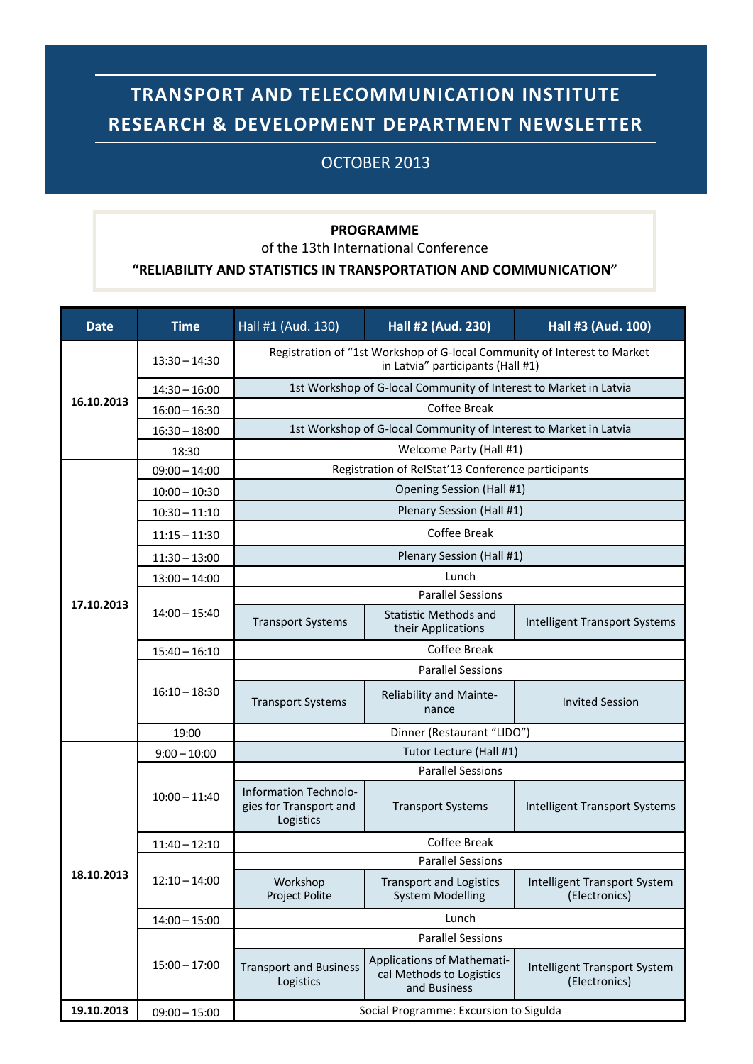# TRANSPORT AND TELECOMMUNICATION INSTITUTE RESEARCH & DEVELOPMENT DEPARTMENT NEWSLETTER

OCTOBER 2013

**PROGRAMME**

of the 13th International Conference

**"RELIABILITY AND STATISTICS IN TRANSPORTATION AND COMMUNICATION"**

| Date | Time | Hall #1 (Aud. 130) | Hall #2 (Aud. 230) | Hall #3 (Aud. 100) |
|---|---|---|---|---|
| **16.10.2013** | 13:30 – 14:30 | Registration of "1st Workshop of G-local Community of Interest to Market in Latvia" participants (Hall #1) | | |
| | 14:30 – 16:00 | 1st Workshop of G-local Community of Interest to Market in Latvia | | |
| | 16:00 – 16:30 | Coffee Break | | |
| | 16:30 – 18:00 | 1st Workshop of G-local Community of Interest to Market in Latvia | | |
| | 18:30 | Welcome Party (Hall #1) | | |
| **17.10.2013** | 09:00 – 14:00 | Registration of RelStat'13 Conference participants | | |
| | 10:00 – 10:30 | Opening Session (Hall #1) | | |
| | 10:30 – 11:10 | Plenary Session (Hall #1) | | |
| | 11:15 – 11:30 | Coffee Break | | |
| | 11:30 – 13:00 | Plenary Session (Hall #1) | | |
| | 13:00 – 14:00 | Lunch | | |
| | 14:00 – 15:40 | Parallel Sessions | | |
| | | Transport Systems | Statistic Methods and their Applications | Intelligent Transport Systems |
| | 15:40 – 16:10 | Coffee Break | | |
| | 16:10 – 18:30 | Parallel Sessions | | |
| | | Transport Systems | Reliability and Maintenance | Invited Session |
| | 19:00 | Dinner (Restaurant "LIDO") | | |
| **18.10.2013** | 9:00 – 10:00 | Tutor Lecture (Hall #1) | | |
| | 10:00 – 11:40 | Parallel Sessions | | |
| | | Information Technologies for Transport and Logistics | Transport Systems | Intelligent Transport Systems |
| | 11:40 – 12:10 | Coffee Break | | |
| | 12:10 – 14:00 | Parallel Sessions | | |
| | | Workshop Project Polite | Transport and Logistics System Modelling | Intelligent Transport System (Electronics) |
| | 14:00 – 15:00 | Lunch | | |
| | 15:00 – 17:00 | Parallel Sessions | | |
| | | Transport and Business Logistics | Applications of Mathematical Methods to Logistics and Business | Intelligent Transport System (Electronics) |
| **19.10.2013** | 09:00 – 15:00 | Social Programme: Excursion to Sigulda | | |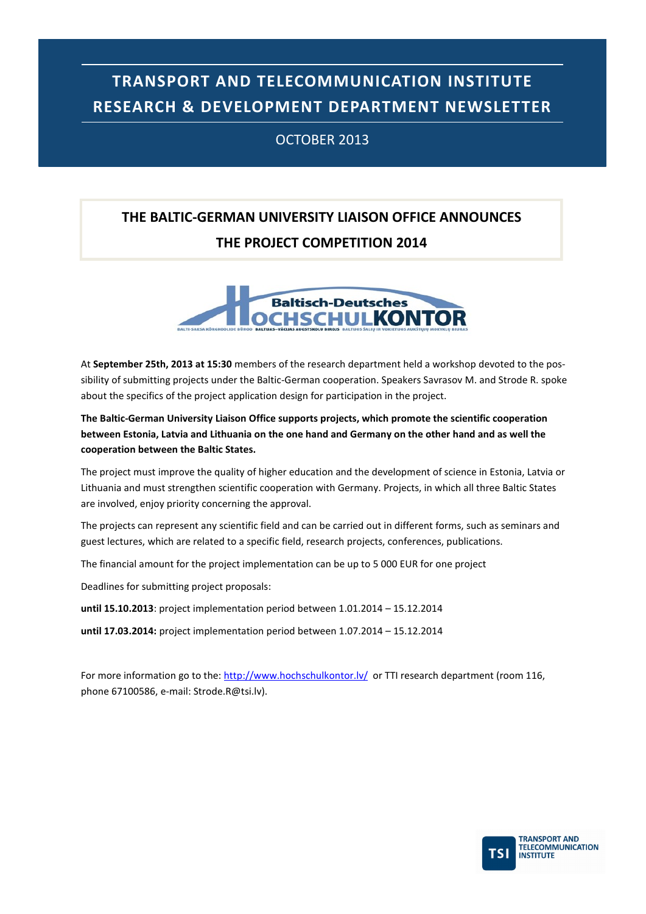# TRANSPORT AND TELECOMMUNICATION INSTITUTE RESEARCH & DEVELOPMENT DEPARTMENT NEWSLETTER

OCTOBER 2013

## THE BALTIC-GERMAN UNIVERSITY LIAISON OFFICE ANNOUNCES THE PROJECT COMPETITION 2014

At **September 25th, 2013 at 15:30** members of the research department held a workshop devoted to the possibility of submitting projects under the Baltic-German cooperation. Speakers Savrasov M. and Strode R. spoke about the specifics of the project application design for participation in the project.

**The Baltic-German University Liaison Office supports projects, which promote the scientific cooperation between Estonia, Latvia and Lithuania on the one hand and Germany on the other hand and as well the cooperation between the Baltic States.**

The project must improve the quality of higher education and the development of science in Estonia, Latvia or Lithuania and must strengthen scientific cooperation with Germany. Projects, in which all three Baltic States are involved, enjoy priority concerning the approval.

The projects can represent any scientific field and can be carried out in different forms, such as seminars and guest lectures, which are related to a specific field, research projects, conferences, publications.

The financial amount for the project implementation can be up to 5 000 EUR for one project

Deadlines for submitting project proposals:

**until 15.10.2013**: project implementation period between 1.01.2014 – 15.12.2014

**until 17.03.2014:** project implementation period between 1.07.2014 – 15.12.2014

For more information go to the: http://www.hochschulkontor.lv/ or TTI research department (room 116, phone 67100586, e-mail: Strode.R@tsi.lv).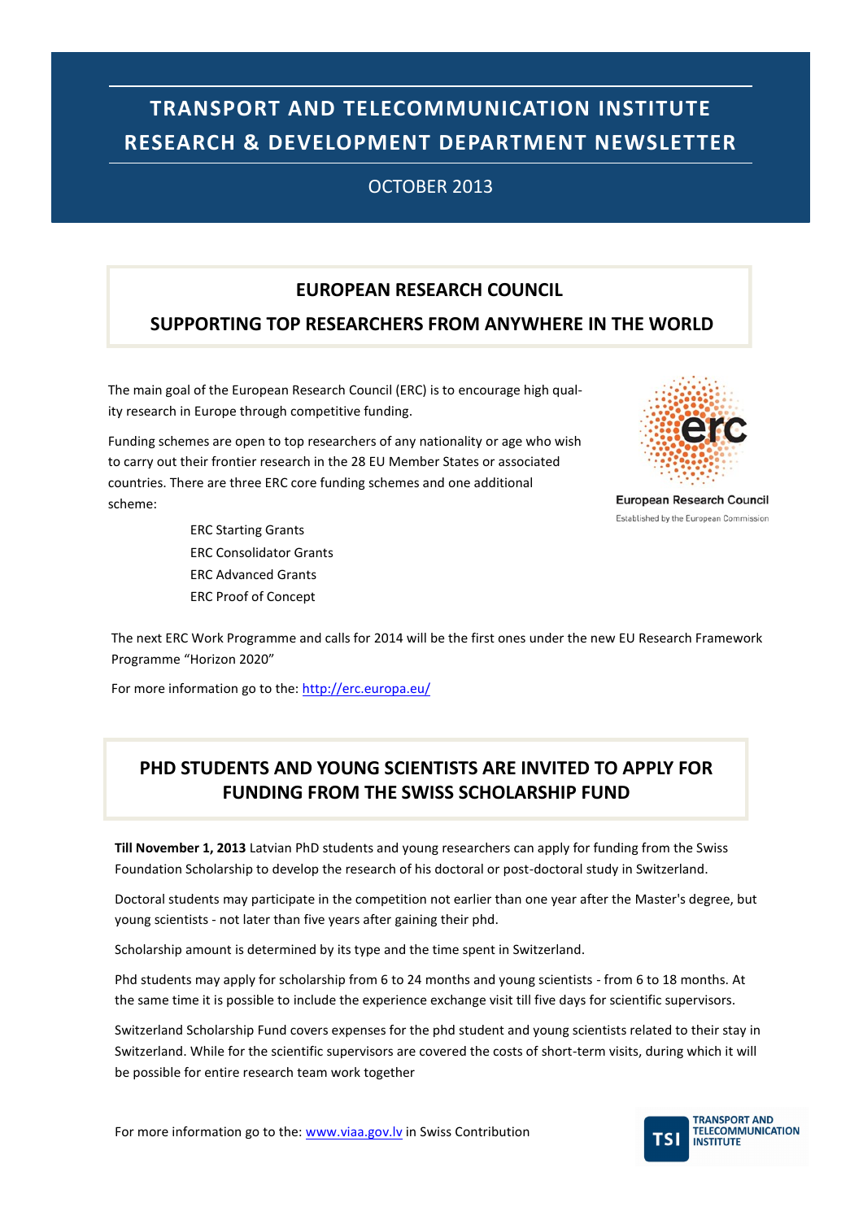# TRANSPORT AND TELECOMMUNICATION INSTITUTE RESEARCH & DEVELOPMENT DEPARTMENT NEWSLETTER

OCTOBER 2013

## EUROPEAN RESEARCH COUNCIL

## SUPPORTING TOP RESEARCHERS FROM ANYWHERE IN THE WORLD

The main goal of the European Research Council (ERC) is to encourage high quality research in Europe through competitive funding.

Funding schemes are open to top researchers of any nationality or age who wish to carry out their frontier research in the 28 EU Member States or associated countries. There are three ERC core funding schemes and one additional scheme:

- ERC Starting Grants
- ERC Consolidator Grants
- ERC Advanced Grants
- ERC Proof of Concept

European Research Council
Established by the European Commission

The next ERC Work Programme and calls for 2014 will be the first ones under the new EU Research Framework Programme "Horizon 2020"

For more information go to the: http://erc.europa.eu/

## PHD STUDENTS AND YOUNG SCIENTISTS ARE INVITED TO APPLY FOR FUNDING FROM THE SWISS SCHOLARSHIP FUND

**Till November 1, 2013** Latvian PhD students and young researchers can apply for funding from the Swiss Foundation Scholarship to develop the research of his doctoral or post-doctoral study in Switzerland.

Doctoral students may participate in the competition not earlier than one year after the Master's degree, but young scientists - not later than five years after gaining their phd.

Scholarship amount is determined by its type and the time spent in Switzerland.

Phd students may apply for scholarship from 6 to 24 months and young scientists - from 6 to 18 months. At the same time it is possible to include the experience exchange visit till five days for scientific supervisors.

Switzerland Scholarship Fund covers expenses for the phd student and young scientists related to their stay in Switzerland. While for the scientific supervisors are covered the costs of short-term visits, during which it will be possible for entire research team work together

For more information go to the: www.viaa.gov.lv in Swiss Contribution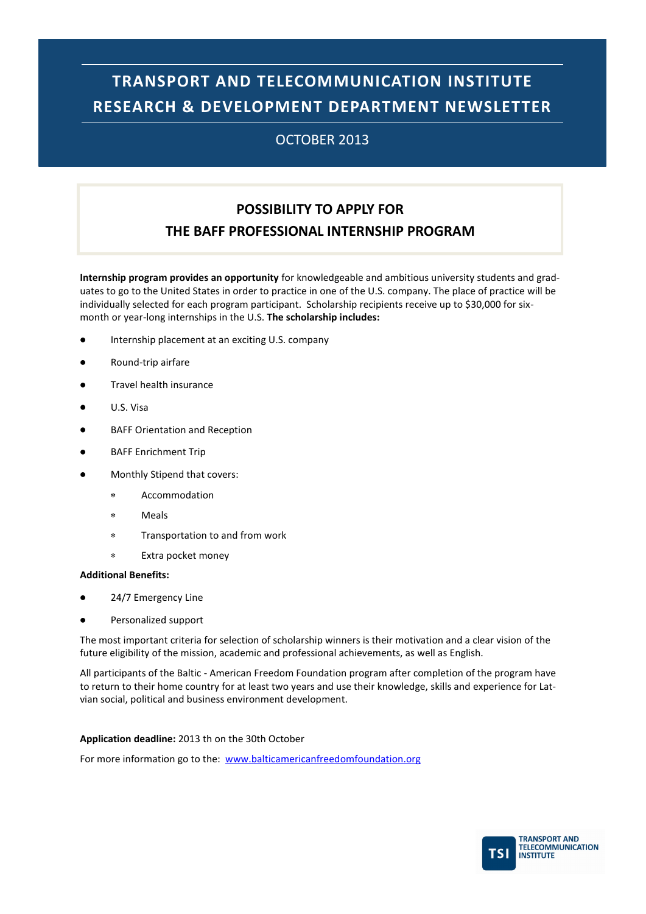# TRANSPORT AND TELECOMMUNICATION INSTITUTE RESEARCH & DEVELOPMENT DEPARTMENT NEWSLETTER

OCTOBER 2013

## POSSIBILITY TO APPLY FOR THE BAFF PROFESSIONAL INTERNSHIP PROGRAM

**Internship program provides an opportunity** for knowledgeable and ambitious university students and graduates to go to the United States in order to practice in one of the U.S. company. The place of practice will be individually selected for each program participant. Scholarship recipients receive up to $30,000 for six-month or year-long internships in the U.S. **The scholarship includes:**

- Internship placement at an exciting U.S. company
- Round-trip airfare
- Travel health insurance
- U.S. Visa
- BAFF Orientation and Reception
- BAFF Enrichment Trip
- Monthly Stipend that covers:
  - Accommodation
  - Meals
  - Transportation to and from work
  - Extra pocket money

**Additional Benefits:**

- 24/7 Emergency Line
- Personalized support

The most important criteria for selection of scholarship winners is their motivation and a clear vision of the future eligibility of the mission, academic and professional achievements, as well as English.

All participants of the Baltic - American Freedom Foundation program after completion of the program have to return to their home country for at least two years and use their knowledge, skills and experience for Latvian social, political and business environment development.

**Application deadline:** 2013 th on the 30th October

For more information go to the: www.balticamericanfreedomfoundation.org

TRANSPORT AND TELECOMMUNICATION INSTITUTE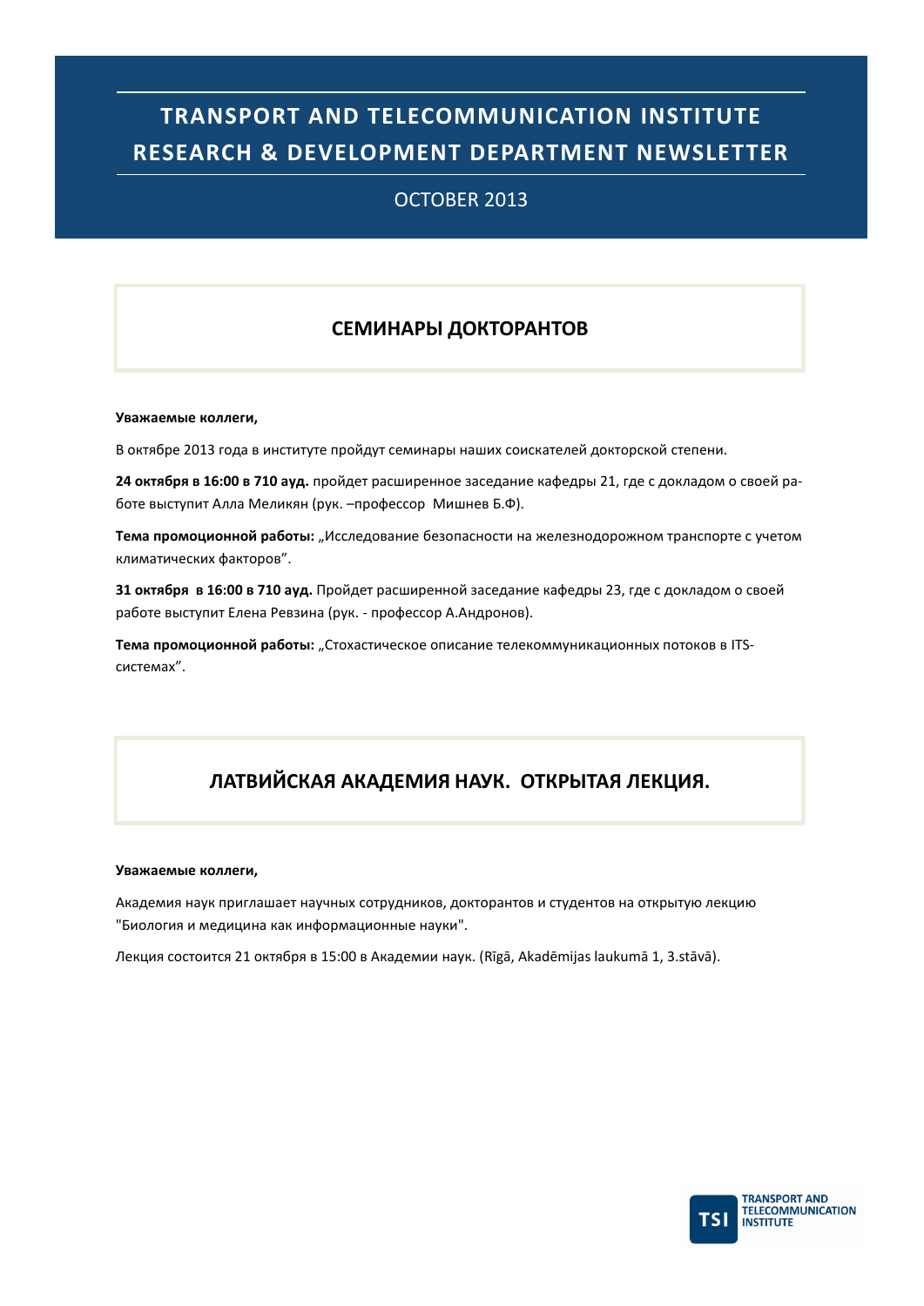# TRANSPORT AND TELECOMMUNICATION INSTITUTE RESEARCH & DEVELOPMENT DEPARTMENT NEWSLETTER

OCTOBER 2013

## СЕМИНАРЫ ДОКТОРАНТОВ

**Уважаемые коллеги,**

В октябре 2013 года в институте пройдут семинары наших соискателей докторской степени.

**24 октября в 16:00 в 710 ауд.** пройдет расширенное заседание кафедры 21, где с докладом о своей работе выступит Алла Меликян (рук. –профессор Мишнев Б.Ф).

**Тема промоционной работы:** „Исследование безопасности на железнодорожном транспорте с учетом климатических факторов".

**31 октября в 16:00 в 710 ауд.** Пройдет расширенной заседание кафедры 23, где с докладом о своей работе выступит Елена Ревзина (рук. - профессор А.Андронов).

**Тема промоционной работы:** „Стохастическое описание телекоммуникационных потоков в ITS-системах".

## ЛАТВИЙСКАЯ АКАДЕМИЯ НАУК. ОТКРЫТАЯ ЛЕКЦИЯ.

**Уважаемые коллеги,**

Академия наук приглашает научных сотрудников, докторантов и студентов на открытую лекцию "Биология и медицина как информационные науки".

Лекция состоится 21 октября в 15:00 в Академии наук. (Rīgā, Akadēmijas laukumā 1, 3.stāvā).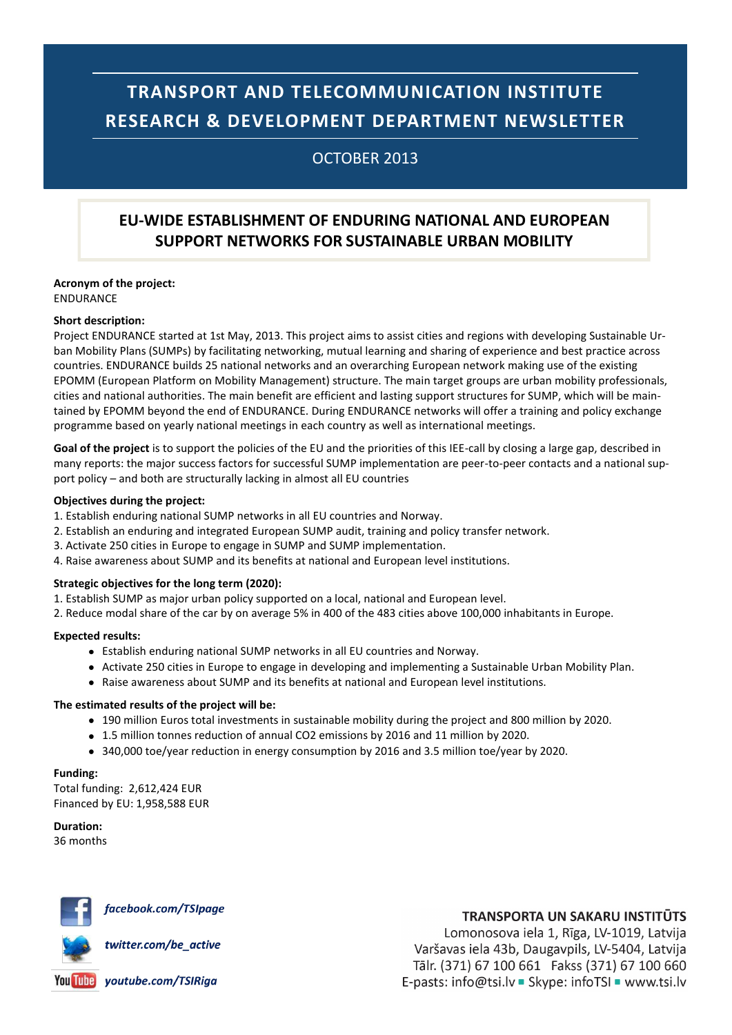# TRANSPORT AND TELECOMMUNICATION INSTITUTE RESEARCH & DEVELOPMENT DEPARTMENT NEWSLETTER

OCTOBER 2013

## EU-WIDE ESTABLISHMENT OF ENDURING NATIONAL AND EUROPEAN SUPPORT NETWORKS FOR SUSTAINABLE URBAN MOBILITY

**Acronym of the project:**
ENDURANCE

**Short description:**
Project ENDURANCE started at 1st May, 2013. This project aims to assist cities and regions with developing Sustainable Urban Mobility Plans (SUMPs) by facilitating networking, mutual learning and sharing of experience and best practice across countries. ENDURANCE builds 25 national networks and an overarching European network making use of the existing EPOMM (European Platform on Mobility Management) structure. The main target groups are urban mobility professionals, cities and national authorities. The main benefit are efficient and lasting support structures for SUMP, which will be maintained by EPOMM beyond the end of ENDURANCE. During ENDURANCE networks will offer a training and policy exchange programme based on yearly national meetings in each country as well as international meetings.

**Goal of the project** is to support the policies of the EU and the priorities of this IEE-call by closing a large gap, described in many reports: the major success factors for successful SUMP implementation are peer-to-peer contacts and a national support policy – and both are structurally lacking in almost all EU countries

**Objectives during the project:**
1. Establish enduring national SUMP networks in all EU countries and Norway.
2. Establish an enduring and integrated European SUMP audit, training and policy transfer network.
3. Activate 250 cities in Europe to engage in SUMP and SUMP implementation.
4. Raise awareness about SUMP and its benefits at national and European level institutions.

**Strategic objectives for the long term (2020):**
1. Establish SUMP as major urban policy supported on a local, national and European level.
2. Reduce modal share of the car by on average 5% in 400 of the 483 cities above 100,000 inhabitants in Europe.

**Expected results:**
- Establish enduring national SUMP networks in all EU countries and Norway.
- Activate 250 cities in Europe to engage in developing and implementing a Sustainable Urban Mobility Plan.
- Raise awareness about SUMP and its benefits at national and European level institutions.

**The estimated results of the project will be:**
- 190 million Euros total investments in sustainable mobility during the project and 800 million by 2020.
- 1.5 million tonnes reduction of annual $CO_2$ emissions by 2016 and 11 million by 2020.
- 340,000 toe/year reduction in energy consumption by 2016 and 3.5 million toe/year by 2020.

**Funding:**
Total funding: 2,612,424 EUR
Financed by EU: 1,958,588 EUR

**Duration:**
36 months

*facebook.com/TSIpage*
*twitter.com/be_active*
*youtube.com/TSIRiga*

**TRANSPORTA UN SAKARU INSTITŪTS**
Lomonosova iela 1, Rīga, LV-1019, Latvija
Varšavas iela 43b, Daugavpils, LV-5404, Latvija
Tālr. (371) 67 100 661 Fakss (371) 67 100 660
E-pasts: info@tsi.lv ▪ Skype: infoTSI ▪ www.tsi.lv